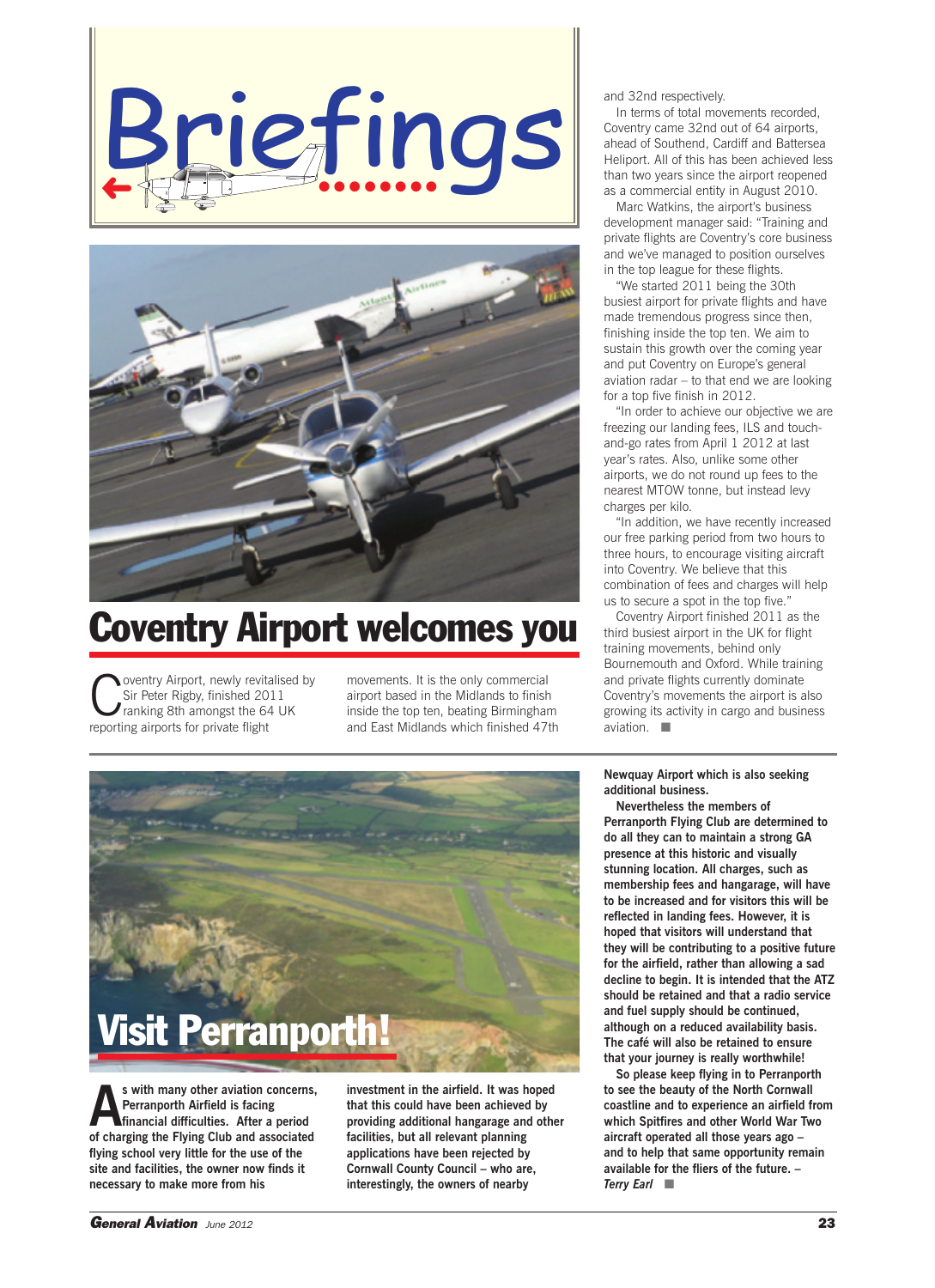# Briefings

## Coventry Airport welcomes you

Coventry Airport, newly revitalised by Sir Peter Rigby, finished 2011 ranking 8th amongst the 64 UK reporting airports for private flight movements. It is the only commercial airport based in the Midlands to finish inside the top ten, beating Birmingham and East Midlands which finished 47th and 32nd respectively.

In terms of total movements recorded, Coventry came 32nd out of 64 airports, ahead of Southend, Cardiff and Battersea Heliport. All of this has been achieved less than two years since the airport reopened as a commercial entity in August 2010.

Marc Watkins, the airport's business development manager said: "Training and private flights are Coventry's core business and we've managed to position ourselves in the top league for these flights.

"We started 2011 being the 30th busiest airport for private flights and have made tremendous progress since then, finishing inside the top ten. We aim to sustain this growth over the coming year and put Coventry on Europe's general aviation radar – to that end we are looking for a top five finish in 2012.

"In order to achieve our objective we are freezing our landing fees, ILS and touch-and-go rates from April 1 2012 at last year's rates. Also, unlike some other airports, we do not round up fees to the nearest MTOW tonne, but instead levy charges per kilo.

"In addition, we have recently increased our free parking period from two hours to three hours, to encourage visiting aircraft into Coventry. We believe that this combination of fees and charges will help us to secure a spot in the top five."

Coventry Airport finished 2011 as the third busiest airport in the UK for flight training movements, behind only Bournemouth and Oxford. While training and private flights currently dominate Coventry's movements the airport is also growing its activity in cargo and business aviation. ■

## Visit Perranporth!

**As with many other aviation concerns, Perranporth Airfield is facing financial difficulties. After a period of charging the Flying Club and associated flying school very little for the use of the site and facilities, the owner now finds it necessary to make more from his investment in the airfield. It was hoped that this could have been achieved by providing additional hangarage and other facilities, but all relevant planning applications have been rejected by Cornwall County Council – who are, interestingly, the owners of nearby Newquay Airport which is also seeking additional business.**

**Nevertheless the members of Perranporth Flying Club are determined to do all they can to maintain a strong GA presence at this historic and visually stunning location. All charges, such as membership fees and hangarage, will have to be increased and for visitors this will be reflected in landing fees. However, it is hoped that visitors will understand that they will be contributing to a positive future for the airfield, rather than allowing a sad decline to begin. It is intended that the ATZ should be retained and that a radio service and fuel supply should be continued, although on a reduced availability basis. The café will also be retained to ensure that your journey is really worthwhile!**

**So please keep flying in to Perranporth to see the beauty of the North Cornwall coastline and to experience an airfield from which Spitfires and other World War Two aircraft operated all those years ago – and to help that same opportunity remain available for the fliers of the future. – *Terry Earl* ■**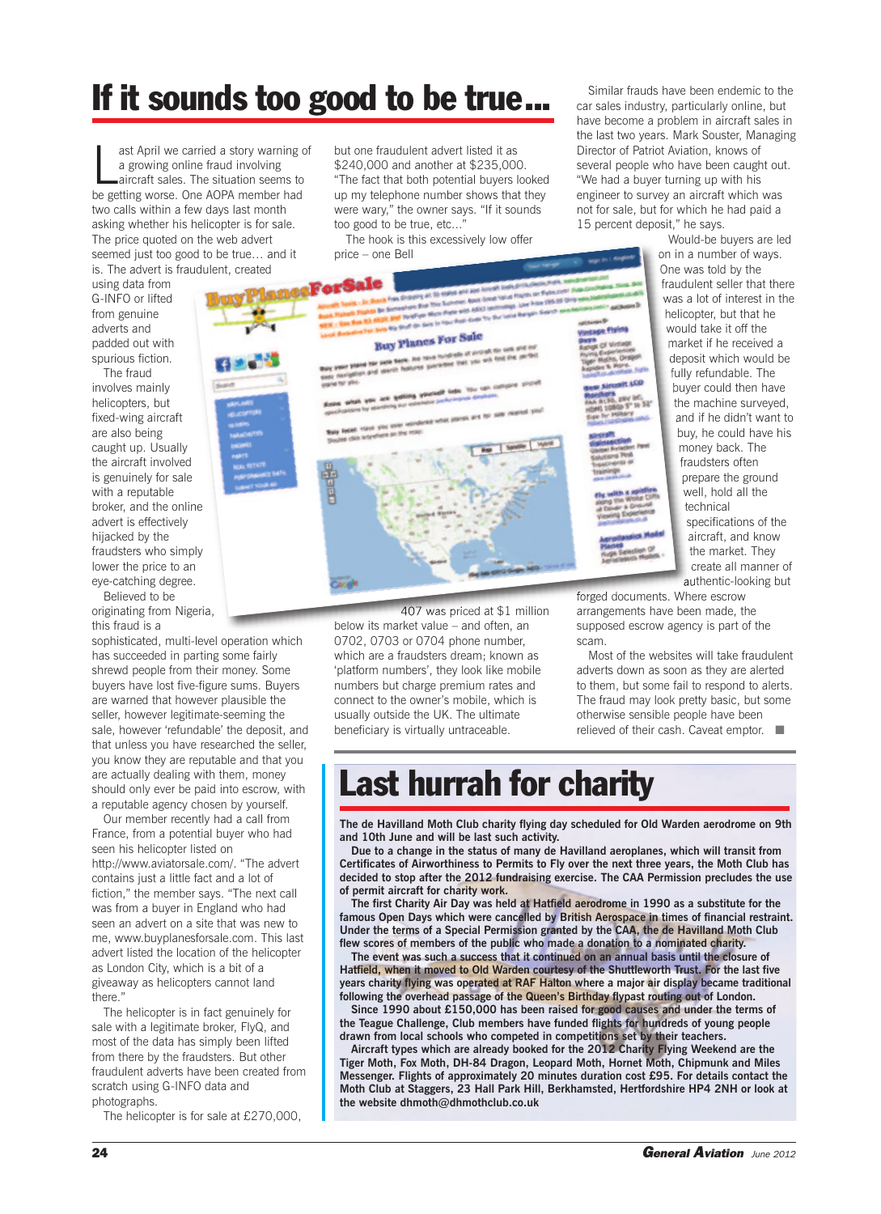# If it sounds too good to be true...

Last April we carried a story warning of a growing online fraud involving aircraft sales. The situation seems to be getting worse. One AOPA member had two calls within a few days last month asking whether his helicopter is for sale. The price quoted on the web advert seemed just too good to be true… and it is. The advert is fraudulent, created using data from G-INFO or lifted from genuine adverts and padded out with spurious fiction.

The fraud involves mainly helicopters, but fixed-wing aircraft are also being caught up. Usually the aircraft involved is genuinely for sale with a reputable broker, and the online advert is effectively hijacked by the fraudsters who simply lower the price to an eye-catching degree.

Believed to be originating from Nigeria, this fraud is a sophisticated, multi-level operation which has succeeded in parting some fairly shrewd people from their money. Some buyers have lost five-figure sums. Buyers are warned that however plausible the seller, however legitimate-seeming the sale, however 'refundable' the deposit, and that unless you have researched the seller, you know they are reputable and that you are actually dealing with them, money should only ever be paid into escrow, with a reputable agency chosen by yourself.

Our member recently had a call from France, from a potential buyer who had seen his helicopter listed on http://www.aviatorsale.com/. "The advert contains just a little fact and a lot of fiction," the member says. "The next call was from a buyer in England who had seen an advert on a site that was new to me, www.buyplanesforsale.com. This last advert listed the location of the helicopter as London City, which is a bit of a giveaway as helicopters cannot land there."

The helicopter is in fact genuinely for sale with a legitimate broker, FlyQ, and most of the data has simply been lifted from there by the fraudsters. But other fraudulent adverts have been created from scratch using G-INFO data and photographs.

The helicopter is for sale at £270,000, but one fraudulent advert listed it as $240,000 and another at $235,000. "The fact that both potential buyers looked up my telephone number shows that they were wary," the owner says. "If it sounds too good to be true, etc…"

The hook is this excessively low offer price – one Bell 407 was priced at $1 million below its market value – and often, an 0702, 0703 or 0704 phone number, which are a fraudsters dream; known as 'platform numbers', they look like mobile numbers but charge premium rates and connect to the owner's mobile, which is usually outside the UK. The ultimate beneficiary is virtually untraceable.

Similar frauds have been endemic to the car sales industry, particularly online, but have become a problem in aircraft sales in the last two years. Mark Souster, Managing Director of Patriot Aviation, knows of several people who have been caught out. "We had a buyer turning up with his engineer to survey an aircraft which was not for sale, but for which he had paid a 15 percent deposit," he says.

Would-be buyers are led on in a number of ways. One was told by the fraudulent seller that there was a lot of interest in the helicopter, but that he would take it off the market if he received a deposit which would be fully refundable. The buyer could then have the machine surveyed, and if he didn't want to buy, he could have his money back. The fraudsters often prepare the ground well, hold all the technical specifications of the aircraft, and know the market. They create all manner of authentic-looking but forged documents. Where escrow arrangements have been made, the supposed escrow agency is part of the scam.

Most of the websites will take fraudulent adverts down as soon as they are alerted to them, but some fail to respond to alerts. The fraud may look pretty basic, but some otherwise sensible people have been relieved of their cash. Caveat emptor. ■

# Last hurrah for charity

**The de Havilland Moth Club charity flying day scheduled for Old Warden aerodrome on 9th and 10th June and will be last such activity.**

**Due to a change in the status of many de Havilland aeroplanes, which will transit from Certificates of Airworthiness to Permits to Fly over the next three years, the Moth Club has decided to stop after the 2012 fundraising exercise. The CAA Permission precludes the use of permit aircraft for charity work.**

**The first Charity Air Day was held at Hatfield aerodrome in 1990 as a substitute for the famous Open Days which were cancelled by British Aerospace in times of financial restraint. Under the terms of a Special Permission granted by the CAA, the de Havilland Moth Club flew scores of members of the public who made a donation to a nominated charity.**

**The event was such a success that it continued on an annual basis until the closure of Hatfield, when it moved to Old Warden courtesy of the Shuttleworth Trust. For the last five years charity flying was operated at RAF Halton where a major air display became traditional following the overhead passage of the Queen's Birthday flypast routing out of London.**

**Since 1990 about £150,000 has been raised for good causes and under the terms of the Teague Challenge, Club members have funded flights for hundreds of young people drawn from local schools who competed in competitions set by their teachers.**

**Aircraft types which are already booked for the 2012 Charity Flying Weekend are the Tiger Moth, Fox Moth, DH-84 Dragon, Leopard Moth, Hornet Moth, Chipmunk and Miles Messenger. Flights of approximately 20 minutes duration cost £95. For details contact the Moth Club at Staggers, 23 Hall Park Hill, Berkhamsted, Hertfordshire HP4 2NH or look at the website dhmoth@dhmothclub.co.uk**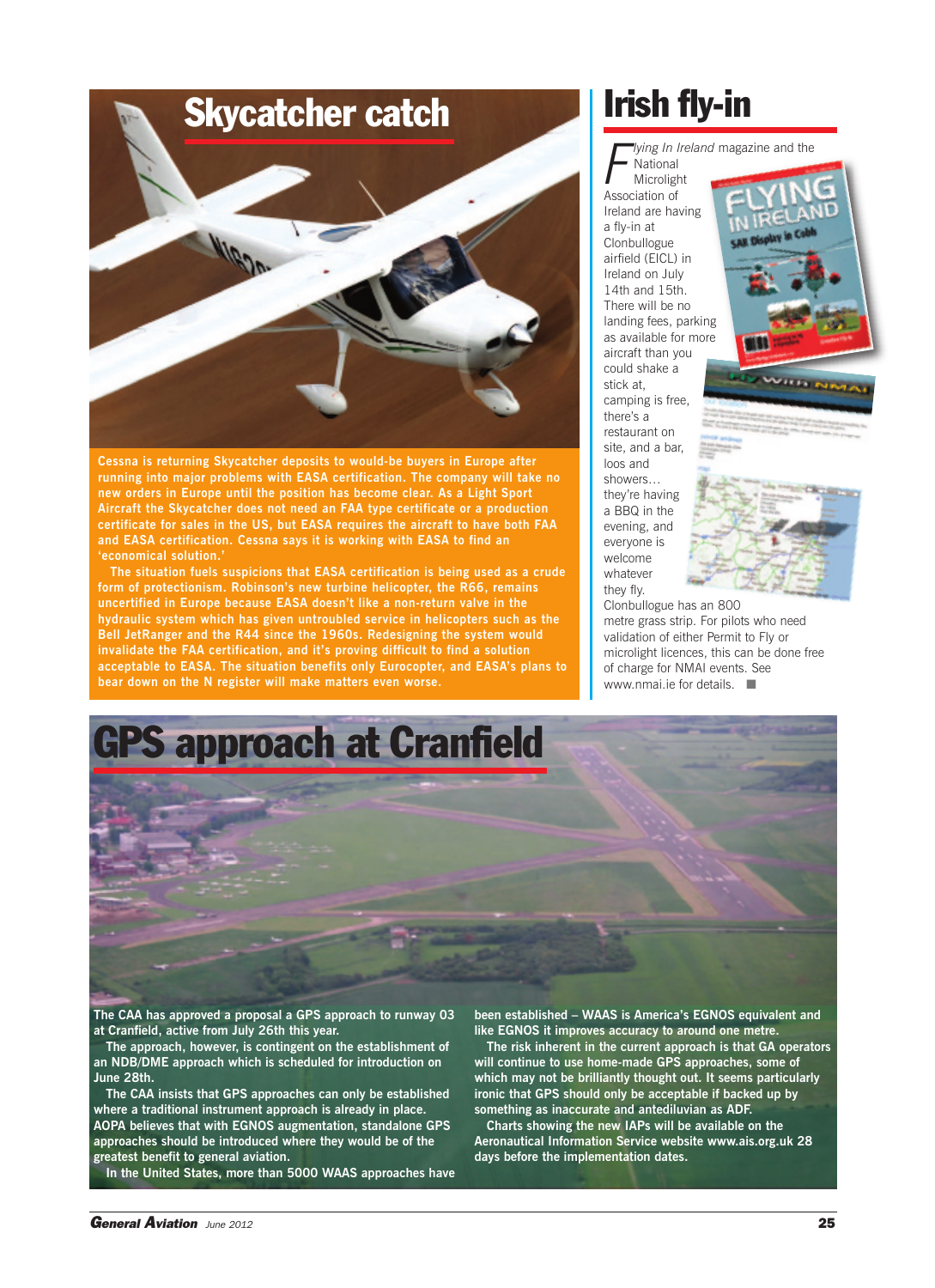# Skycatcher catch

Cessna is returning Skycatcher deposits to would-be buyers in Europe after running into major problems with EASA certification. The company will take no new orders in Europe until the position has become clear. As a Light Sport Aircraft the Skycatcher does not need an FAA type certificate or a production certificate for sales in the US, but EASA requires the aircraft to have both FAA and EASA certification. Cessna says it is working with EASA to find an 'economical solution.'

The situation fuels suspicions that EASA certification is being used as a crude form of protectionism. Robinson's new turbine helicopter, the R66, remains uncertified in Europe because EASA doesn't like a non-return valve in the hydraulic system which has given untroubled service in helicopters such as the Bell JetRanger and the R44 since the 1960s. Redesigning the system would invalidate the FAA certification, and it's proving difficult to find a solution acceptable to EASA. The situation benefits only Eurocopter, and EASA's plans to bear down on the N register will make matters even worse.

# Irish fly-in

*Flying In Ireland* magazine and the National Microlight Association of Ireland are having a fly-in at Clonbullogue airfield (EICL) in Ireland on July 14th and 15th. There will be no landing fees, parking as available for more aircraft than you could shake a stick at, camping is free, there's a restaurant on site, and a bar, loos and showers… they're having a BBQ in the evening, and everyone is welcome whatever they fly.

Clonbullogue has an 800 metre grass strip. For pilots who need validation of either Permit to Fly or microlight licences, this can be done free of charge for NMAI events. See www.nmai.ie for details. ■

# GPS approach at Cranfield

The CAA has approved a proposal a GPS approach to runway 03 at Cranfield, active from July 26th this year.

The approach, however, is contingent on the establishment of an NDB/DME approach which is scheduled for introduction on June 28th.

The CAA insists that GPS approaches can only be established where a traditional instrument approach is already in place. AOPA believes that with EGNOS augmentation, standalone GPS approaches should be introduced where they would be of the greatest benefit to general aviation.

In the United States, more than 5000 WAAS approaches have been established – WAAS is America's EGNOS equivalent and like EGNOS it improves accuracy to around one metre.

The risk inherent in the current approach is that GA operators will continue to use home-made GPS approaches, some of which may not be brilliantly thought out. It seems particularly ironic that GPS should only be acceptable if backed up by something as inaccurate and antediluvian as ADF.

Charts showing the new IAPs will be available on the Aeronautical Information Service website www.ais.org.uk 28 days before the implementation dates.